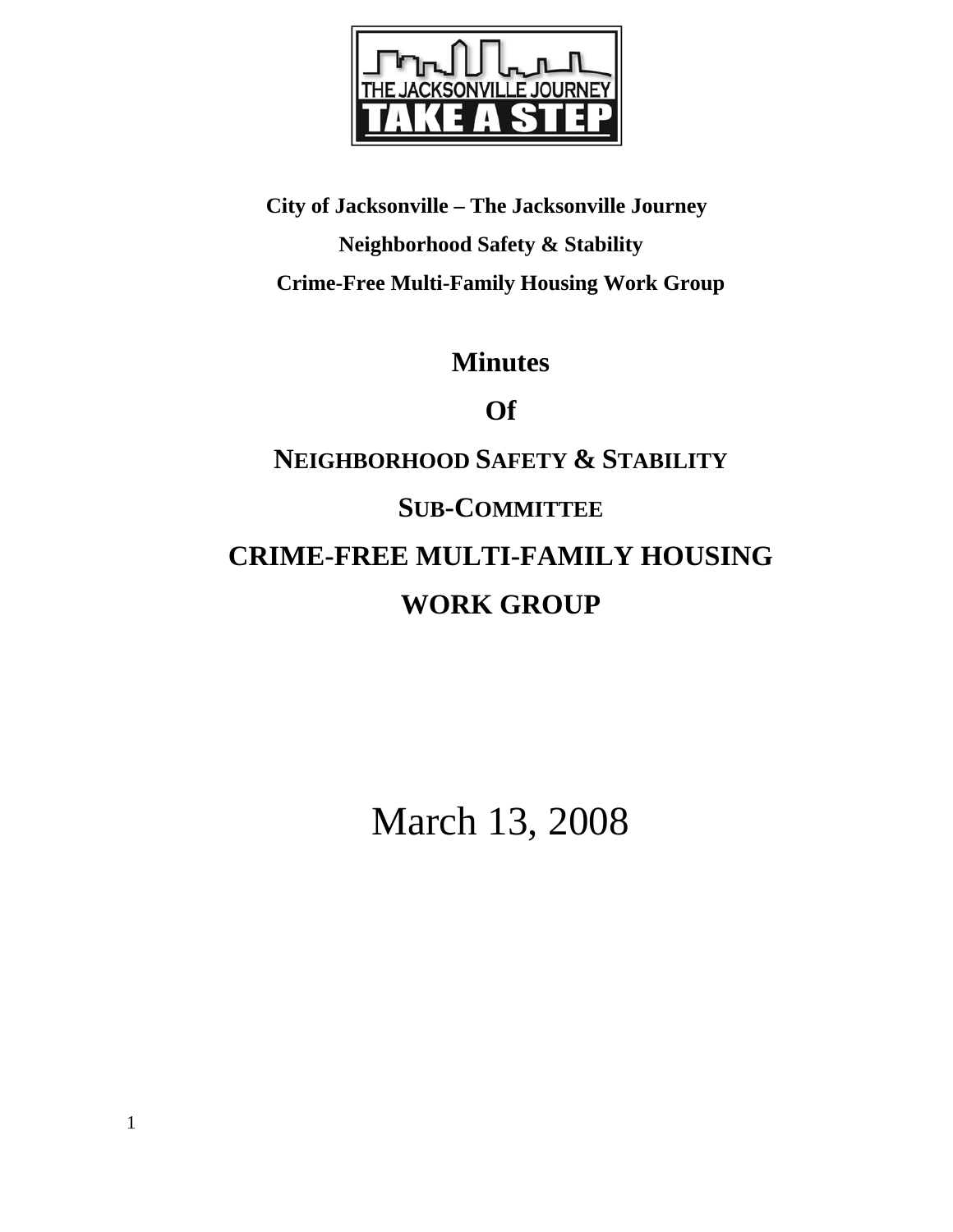**City of Jacksonville – The Jacksonville Journey**

**Neighborhood Safety & Stability**

**Crime-Free Multi-Family Housing Work Group**

# Minutes

# Of

# NEIGHBORHOOD SAFETY & STABILITY

# SUB-COMMITTEE

# CRIME-FREE MULTI-FAMILY HOUSING

# WORK GROUP

March 13, 2008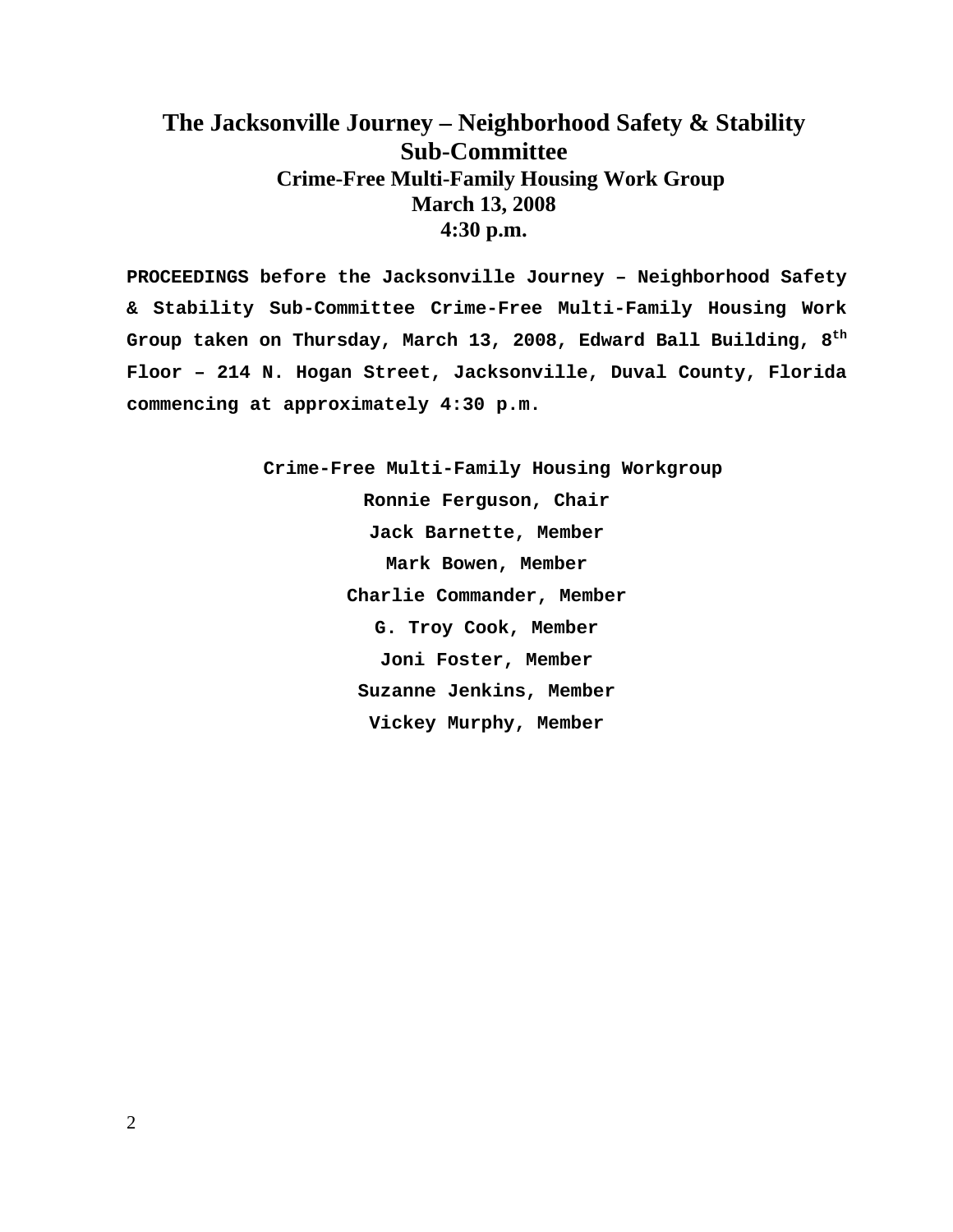# The Jacksonville Journey – Neighborhood Safety & Stability Sub-Committee

## Crime-Free Multi-Family Housing Work Group

## March 13, 2008

## 4:30 p.m.

**PROCEEDINGS before the Jacksonville Journey – Neighborhood Safety & Stability Sub-Committee Crime-Free Multi-Family Housing Work Group taken on Thursday, March 13, 2008, Edward Ball Building, 8th Floor – 214 N. Hogan Street, Jacksonville, Duval County, Florida commencing at approximately 4:30 p.m.**

**Crime-Free Multi-Family Housing Workgroup**

**Ronnie Ferguson, Chair**

**Jack Barnette, Member**

**Mark Bowen, Member**

**Charlie Commander, Member**

**G. Troy Cook, Member**

**Joni Foster, Member**

**Suzanne Jenkins, Member**

**Vickey Murphy, Member**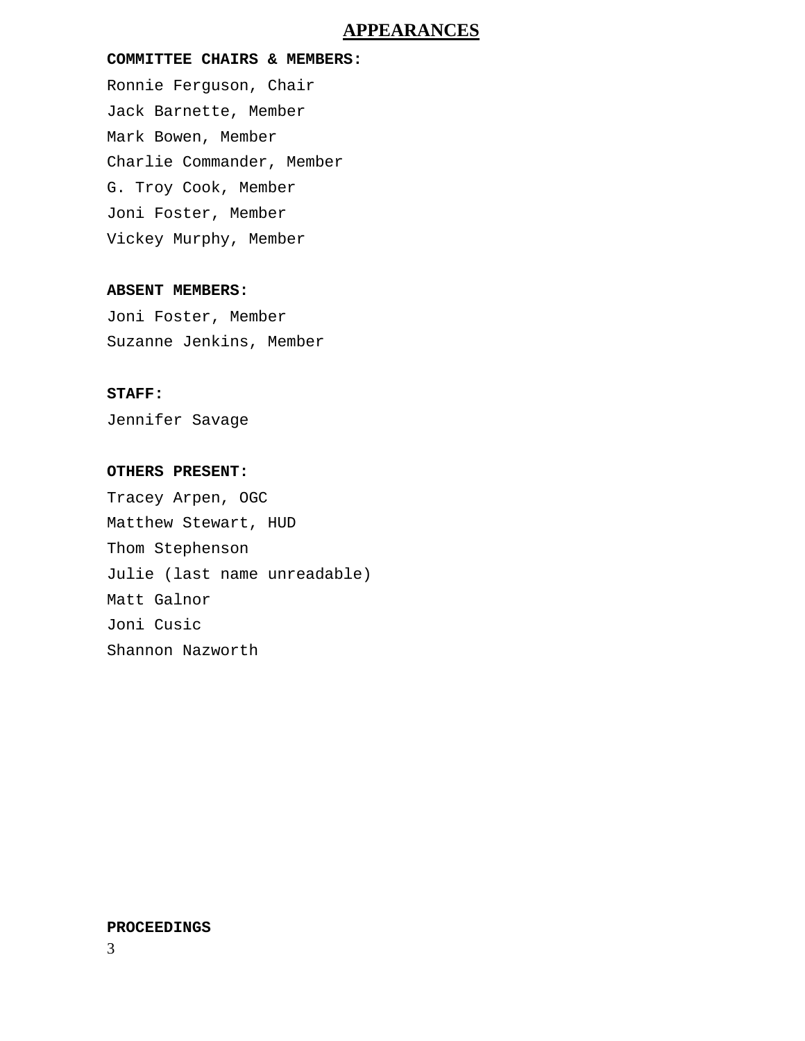# APPEARANCES

**COMMITTEE CHAIRS & MEMBERS:**

Ronnie Ferguson, Chair
Jack Barnette, Member
Mark Bowen, Member
Charlie Commander, Member
G. Troy Cook, Member
Joni Foster, Member
Vickey Murphy, Member

**ABSENT MEMBERS:**

Joni Foster, Member
Suzanne Jenkins, Member

**STAFF:**

Jennifer Savage

**OTHERS PRESENT:**

Tracey Arpen, OGC
Matthew Stewart, HUD
Thom Stephenson
Julie (last name unreadable)
Matt Galnor
Joni Cusic
Shannon Nazworth

**PROCEEDINGS**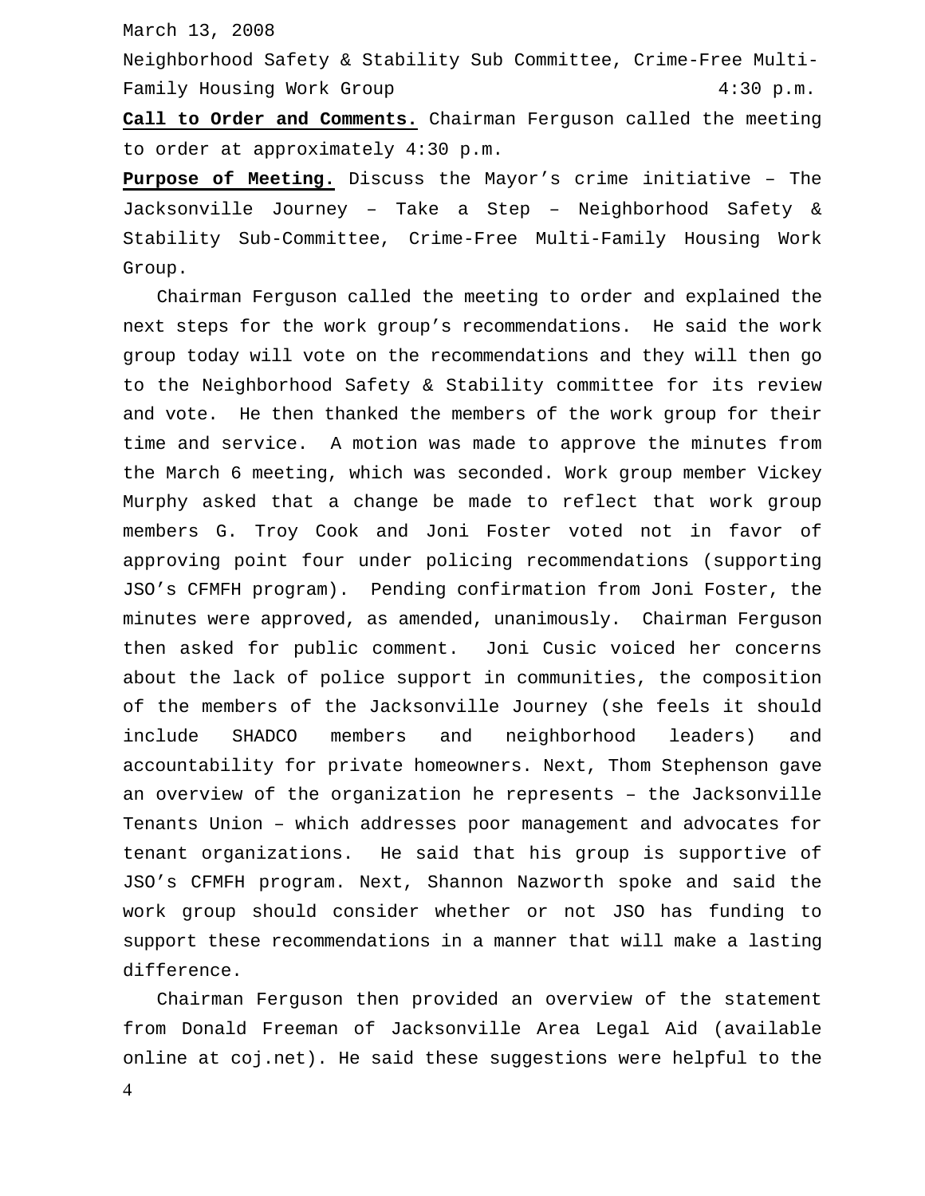March 13, 2008

Neighborhood Safety & Stability Sub Committee, Crime-Free Multi-Family Housing Work Group 4:30 p.m.

**Call to Order and Comments.** Chairman Ferguson called the meeting to order at approximately 4:30 p.m.

**Purpose of Meeting.** Discuss the Mayor's crime initiative – The Jacksonville Journey – Take a Step – Neighborhood Safety & Stability Sub-Committee, Crime-Free Multi-Family Housing Work Group.

Chairman Ferguson called the meeting to order and explained the next steps for the work group's recommendations. He said the work group today will vote on the recommendations and they will then go to the Neighborhood Safety & Stability committee for its review and vote. He then thanked the members of the work group for their time and service. A motion was made to approve the minutes from the March 6 meeting, which was seconded. Work group member Vickey Murphy asked that a change be made to reflect that work group members G. Troy Cook and Joni Foster voted not in favor of approving point four under policing recommendations (supporting JSO's CFMFH program). Pending confirmation from Joni Foster, the minutes were approved, as amended, unanimously. Chairman Ferguson then asked for public comment. Joni Cusic voiced her concerns about the lack of police support in communities, the composition of the members of the Jacksonville Journey (she feels it should include SHADCO members and neighborhood leaders) and accountability for private homeowners. Next, Thom Stephenson gave an overview of the organization he represents – the Jacksonville Tenants Union – which addresses poor management and advocates for tenant organizations. He said that his group is supportive of JSO's CFMFH program. Next, Shannon Nazworth spoke and said the work group should consider whether or not JSO has funding to support these recommendations in a manner that will make a lasting difference.

Chairman Ferguson then provided an overview of the statement from Donald Freeman of Jacksonville Area Legal Aid (available online at coj.net). He said these suggestions were helpful to the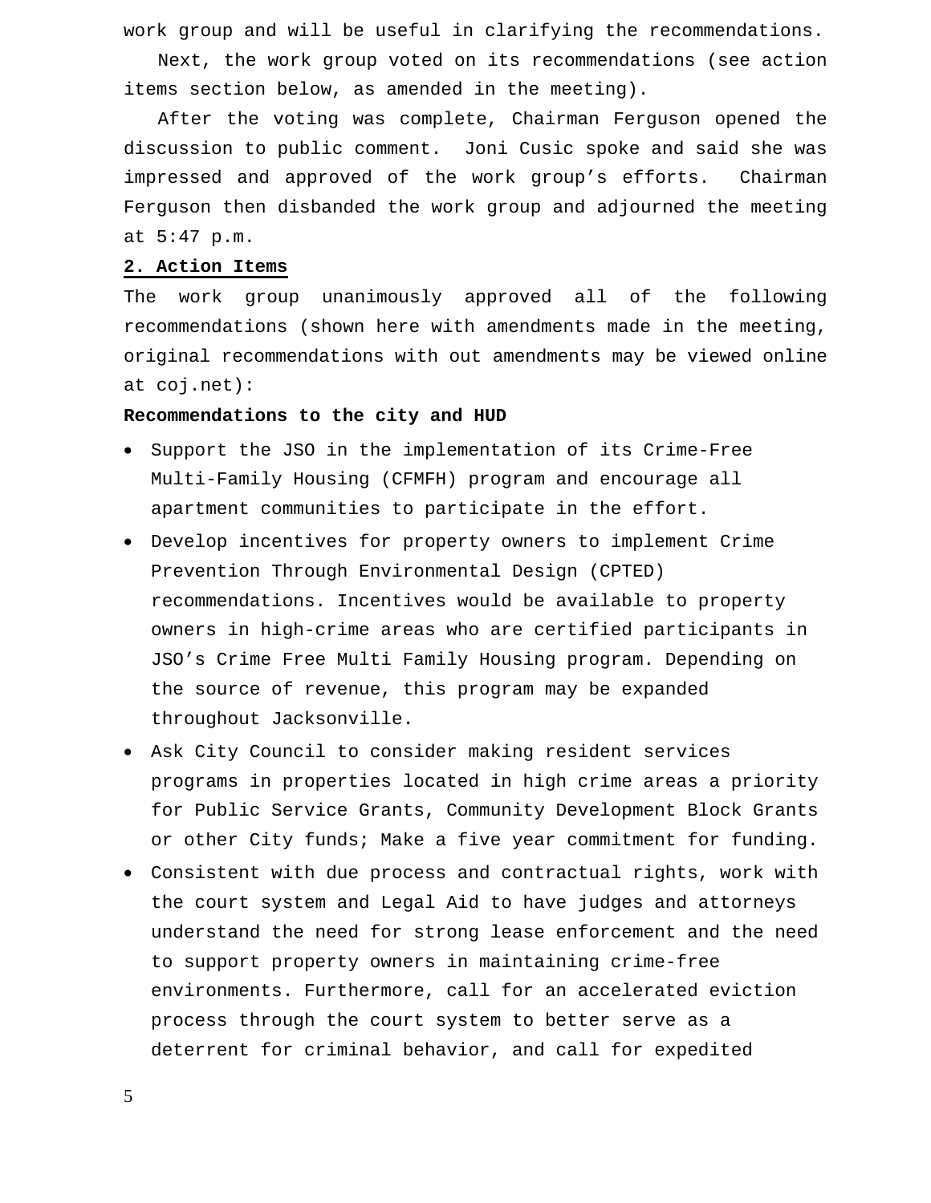work group and will be useful in clarifying the recommendations.

Next, the work group voted on its recommendations (see action items section below, as amended in the meeting).

After the voting was complete, Chairman Ferguson opened the discussion to public comment. Joni Cusic spoke and said she was impressed and approved of the work group's efforts. Chairman Ferguson then disbanded the work group and adjourned the meeting at 5:47 p.m.

## 2. Action Items

The work group unanimously approved all of the following recommendations (shown here with amendments made in the meeting, original recommendations with out amendments may be viewed online at coj.net):

**Recommendations to the city and HUD**

- Support the JSO in the implementation of its Crime-Free Multi-Family Housing (CFMFH) program and encourage all apartment communities to participate in the effort.
- Develop incentives for property owners to implement Crime Prevention Through Environmental Design (CPTED) recommendations. Incentives would be available to property owners in high-crime areas who are certified participants in JSO's Crime Free Multi Family Housing program. Depending on the source of revenue, this program may be expanded throughout Jacksonville.
- Ask City Council to consider making resident services programs in properties located in high crime areas a priority for Public Service Grants, Community Development Block Grants or other City funds; Make a five year commitment for funding.
- Consistent with due process and contractual rights, work with the court system and Legal Aid to have judges and attorneys understand the need for strong lease enforcement and the need to support property owners in maintaining crime-free environments. Furthermore, call for an accelerated eviction process through the court system to better serve as a deterrent for criminal behavior, and call for expedited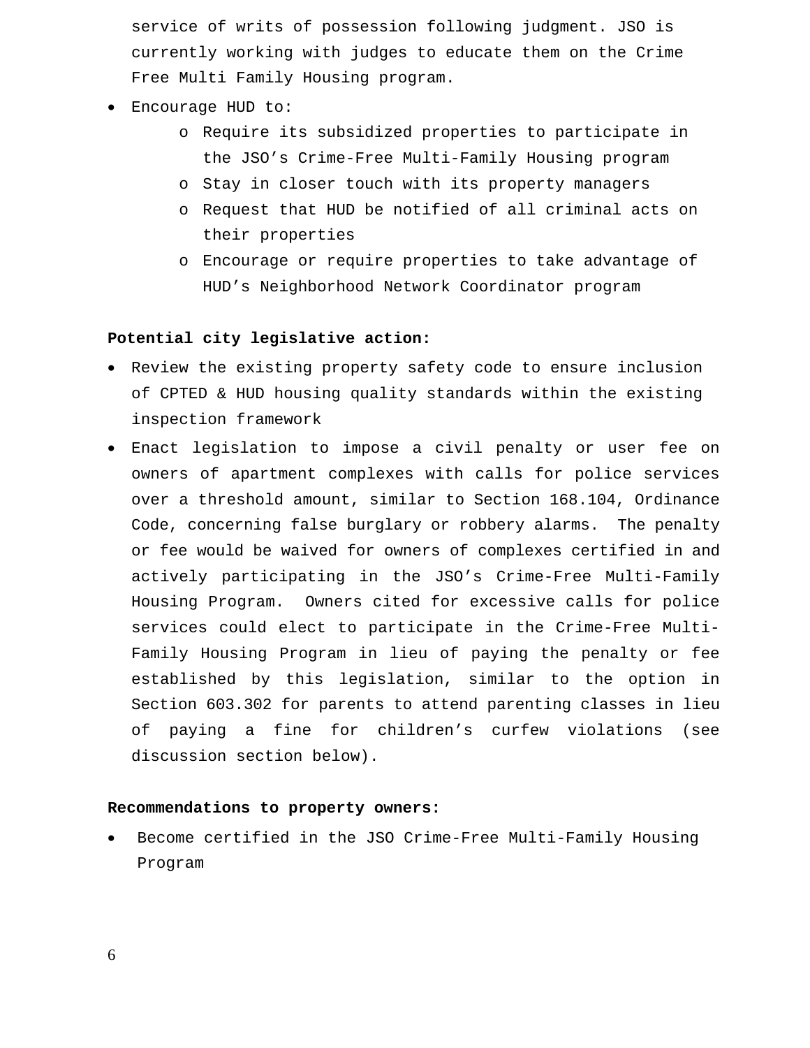service of writs of possession following judgment. JSO is currently working with judges to educate them on the Crime Free Multi Family Housing program.

- Encourage HUD to:
  - Require its subsidized properties to participate in the JSO’s Crime-Free Multi-Family Housing program
  - Stay in closer touch with its property managers
  - Request that HUD be notified of all criminal acts on their properties
  - Encourage or require properties to take advantage of HUD’s Neighborhood Network Coordinator program

**Potential city legislative action:**

- Review the existing property safety code to ensure inclusion of CPTED & HUD housing quality standards within the existing inspection framework
- Enact legislation to impose a civil penalty or user fee on owners of apartment complexes with calls for police services over a threshold amount, similar to Section 168.104, Ordinance Code, concerning false burglary or robbery alarms. The penalty or fee would be waived for owners of complexes certified in and actively participating in the JSO’s Crime-Free Multi-Family Housing Program. Owners cited for excessive calls for police services could elect to participate in the Crime-Free Multi-Family Housing Program in lieu of paying the penalty or fee established by this legislation, similar to the option in Section 603.302 for parents to attend parenting classes in lieu of paying a fine for children’s curfew violations (see discussion section below).

**Recommendations to property owners:**

- Become certified in the JSO Crime-Free Multi-Family Housing Program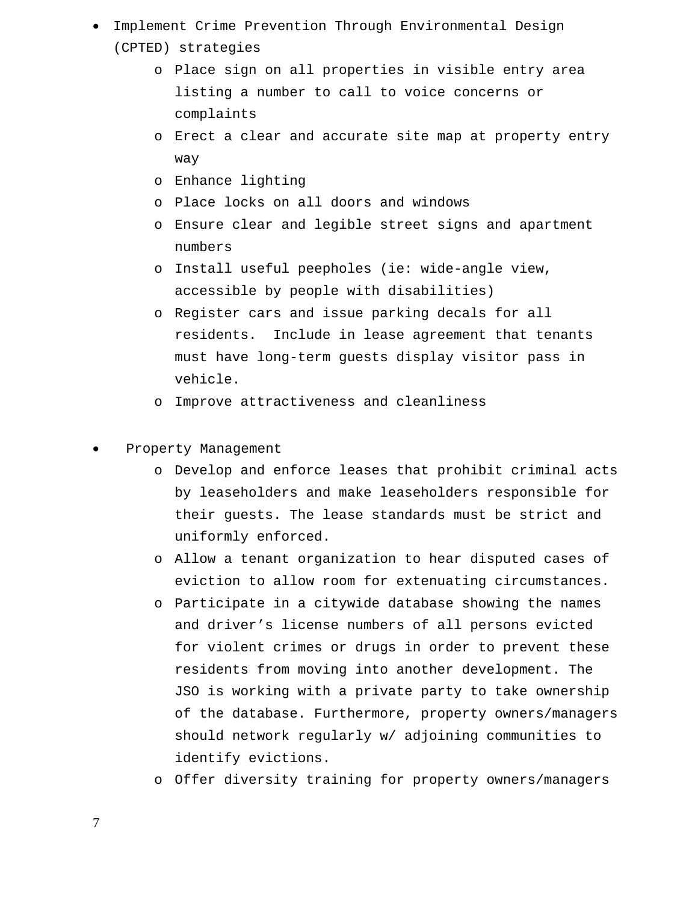- Implement Crime Prevention Through Environmental Design (CPTED) strategies
  - Place sign on all properties in visible entry area listing a number to call to voice concerns or complaints
  - Erect a clear and accurate site map at property entry way
  - Enhance lighting
  - Place locks on all doors and windows
  - Ensure clear and legible street signs and apartment numbers
  - Install useful peepholes (ie: wide-angle view, accessible by people with disabilities)
  - Register cars and issue parking decals for all residents. Include in lease agreement that tenants must have long-term guests display visitor pass in vehicle.
  - Improve attractiveness and cleanliness

- Property Management
  - Develop and enforce leases that prohibit criminal acts by leaseholders and make leaseholders responsible for their guests. The lease standards must be strict and uniformly enforced.
  - Allow a tenant organization to hear disputed cases of eviction to allow room for extenuating circumstances.
  - Participate in a citywide database showing the names and driver's license numbers of all persons evicted for violent crimes or drugs in order to prevent these residents from moving into another development. The JSO is working with a private party to take ownership of the database. Furthermore, property owners/managers should network regularly w/ adjoining communities to identify evictions.
  - Offer diversity training for property owners/managers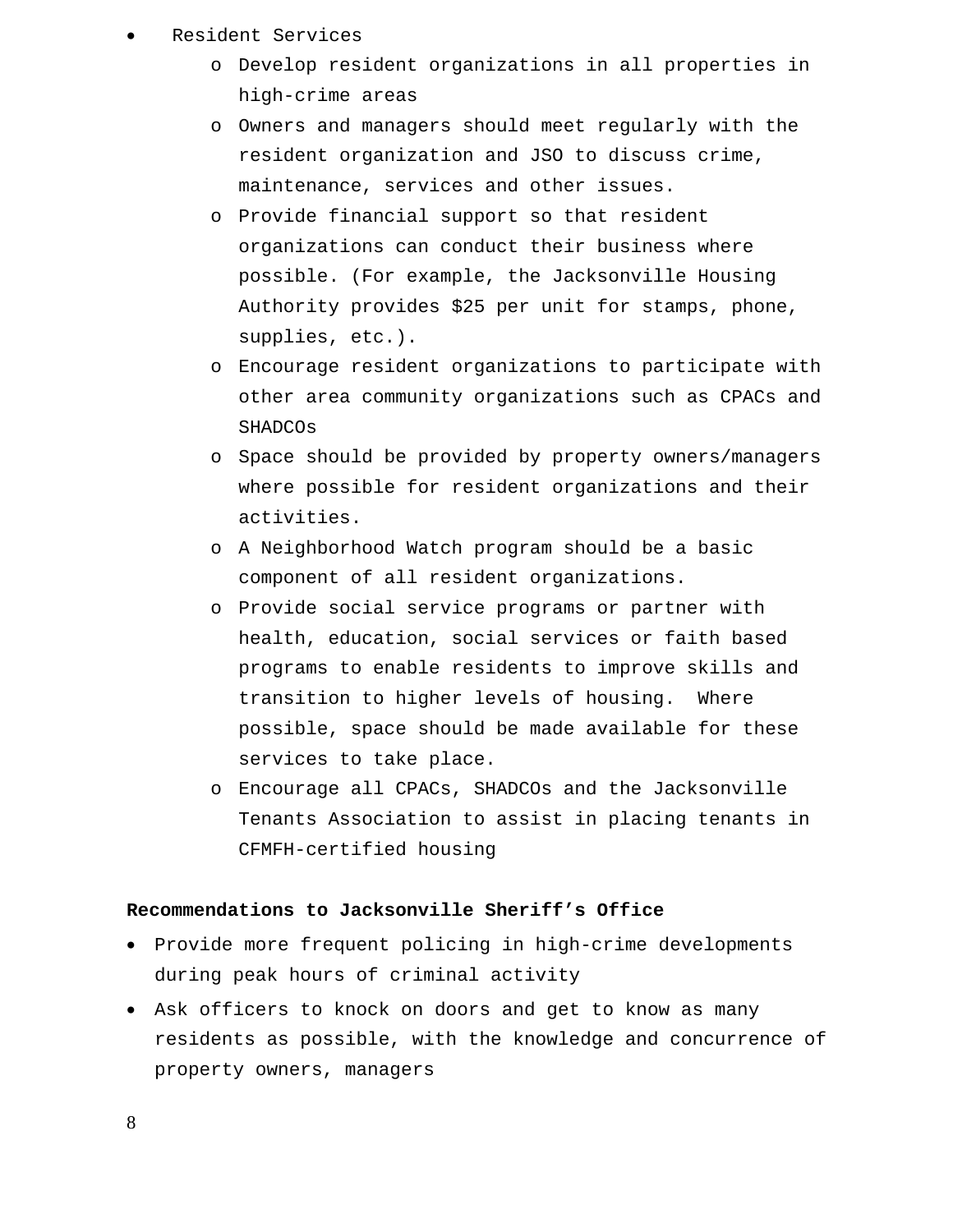- Resident Services
  - Develop resident organizations in all properties in high-crime areas
  - Owners and managers should meet regularly with the resident organization and JSO to discuss crime, maintenance, services and other issues.
  - Provide financial support so that resident organizations can conduct their business where possible. (For example, the Jacksonville Housing Authority provides $25 per unit for stamps, phone, supplies, etc.).
  - Encourage resident organizations to participate with other area community organizations such as CPACs and SHADCOs
  - Space should be provided by property owners/managers where possible for resident organizations and their activities.
  - A Neighborhood Watch program should be a basic component of all resident organizations.
  - Provide social service programs or partner with health, education, social services or faith based programs to enable residents to improve skills and transition to higher levels of housing. Where possible, space should be made available for these services to take place.
  - Encourage all CPACs, SHADCOs and the Jacksonville Tenants Association to assist in placing tenants in CFMFH-certified housing

**Recommendations to Jacksonville Sheriff's Office**

- Provide more frequent policing in high-crime developments during peak hours of criminal activity
- Ask officers to knock on doors and get to know as many residents as possible, with the knowledge and concurrence of property owners, managers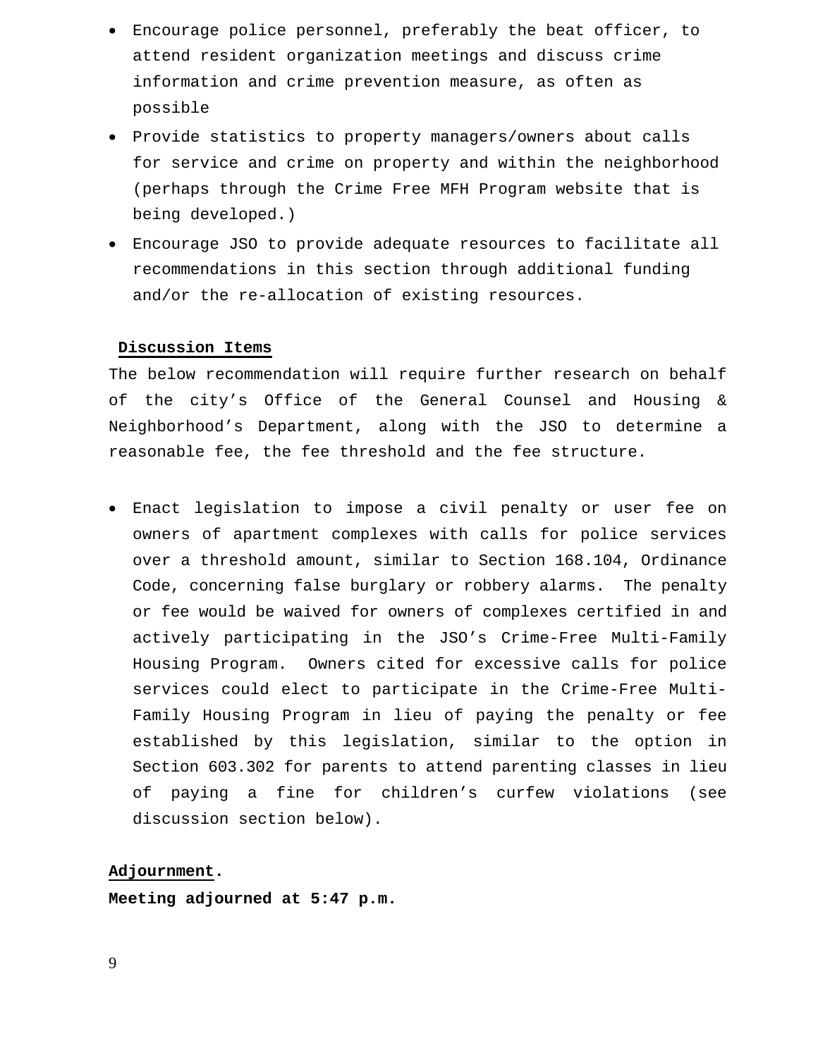- Encourage police personnel, preferably the beat officer, to attend resident organization meetings and discuss crime information and crime prevention measure, as often as possible
- Provide statistics to property managers/owners about calls for service and crime on property and within the neighborhood (perhaps through the Crime Free MFH Program website that is being developed.)
- Encourage JSO to provide adequate resources to facilitate all recommendations in this section through additional funding and/or the re-allocation of existing resources.

**Discussion Items**

The below recommendation will require further research on behalf of the city's Office of the General Counsel and Housing & Neighborhood's Department, along with the JSO to determine a reasonable fee, the fee threshold and the fee structure.

- Enact legislation to impose a civil penalty or user fee on owners of apartment complexes with calls for police services over a threshold amount, similar to Section 168.104, Ordinance Code, concerning false burglary or robbery alarms. The penalty or fee would be waived for owners of complexes certified in and actively participating in the JSO's Crime-Free Multi-Family Housing Program. Owners cited for excessive calls for police services could elect to participate in the Crime-Free Multi-Family Housing Program in lieu of paying the penalty or fee established by this legislation, similar to the option in Section 603.302 for parents to attend parenting classes in lieu of paying a fine for children's curfew violations (see discussion section below).

**Adjournment.**

**Meeting adjourned at 5:47 p.m.**